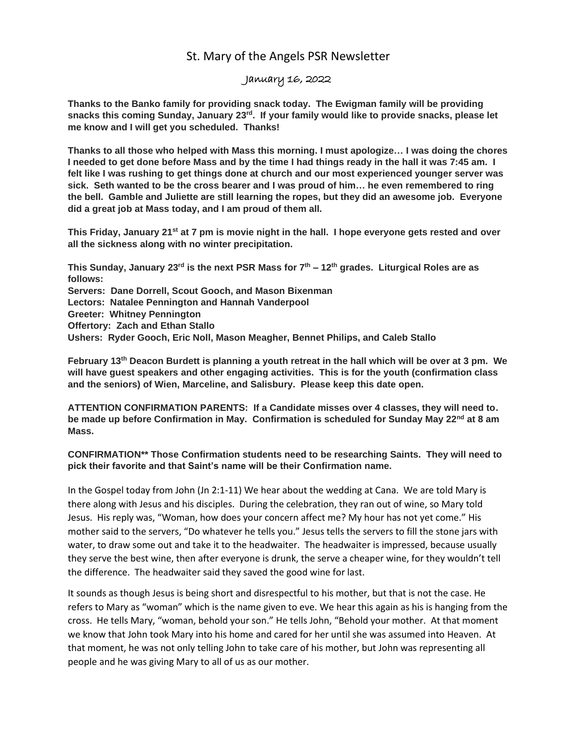# St. Mary of the Angels PSR Newsletter

## January 16, 2022

**Thanks to the Banko family for providing snack today. The Ewigman family will be providing snacks this coming Sunday, January 23rd. If your family would like to provide snacks, please let me know and I will get you scheduled. Thanks!**

**Thanks to all those who helped with Mass this morning. I must apologize… I was doing the chores I needed to get done before Mass and by the time I had things ready in the hall it was 7:45 am. I felt like I was rushing to get things done at church and our most experienced younger server was sick. Seth wanted to be the cross bearer and I was proud of him… he even remembered to ring the bell. Gamble and Juliette are still learning the ropes, but they did an awesome job. Everyone did a great job at Mass today, and I am proud of them all.**

**This Friday, January 21st at 7 pm is movie night in the hall. I hope everyone gets rested and over all the sickness along with no winter precipitation.**

**This Sunday, January 23rd is the next PSR Mass for 7th – 12th grades. Liturgical Roles are as follows:**
**Servers: Dane Dorrell, Scout Gooch, and Mason Bixenman**
**Lectors: Natalee Pennington and Hannah Vanderpool**
**Greeter: Whitney Pennington**
**Offertory: Zach and Ethan Stallo**
**Ushers: Ryder Gooch, Eric Noll, Mason Meagher, Bennet Philips, and Caleb Stallo**

**February 13th Deacon Burdett is planning a youth retreat in the hall which will be over at 3 pm. We will have guest speakers and other engaging activities. This is for the youth (confirmation class and the seniors) of Wien, Marceline, and Salisbury. Please keep this date open.**

**ATTENTION CONFIRMATION PARENTS: If a Candidate misses over 4 classes, they will need to. be made up before Confirmation in May. Confirmation is scheduled for Sunday May 22nd at 8 am Mass.**

**CONFIRMATION** Those Confirmation students need to be researching Saints. They will need to pick their favorite and that Saint's name will be their Confirmation name.**

In the Gospel today from John (Jn 2:1-11) We hear about the wedding at Cana. We are told Mary is there along with Jesus and his disciples. During the celebration, they ran out of wine, so Mary told Jesus. His reply was, "Woman, how does your concern affect me? My hour has not yet come." His mother said to the servers, "Do whatever he tells you." Jesus tells the servers to fill the stone jars with water, to draw some out and take it to the headwaiter. The headwaiter is impressed, because usually they serve the best wine, then after everyone is drunk, the serve a cheaper wine, for they wouldn't tell the difference. The headwaiter said they saved the good wine for last.

It sounds as though Jesus is being short and disrespectful to his mother, but that is not the case. He refers to Mary as "woman" which is the name given to eve. We hear this again as his is hanging from the cross. He tells Mary, "woman, behold your son." He tells John, "Behold your mother. At that moment we know that John took Mary into his home and cared for her until she was assumed into Heaven. At that moment, he was not only telling John to take care of his mother, but John was representing all people and he was giving Mary to all of us as our mother.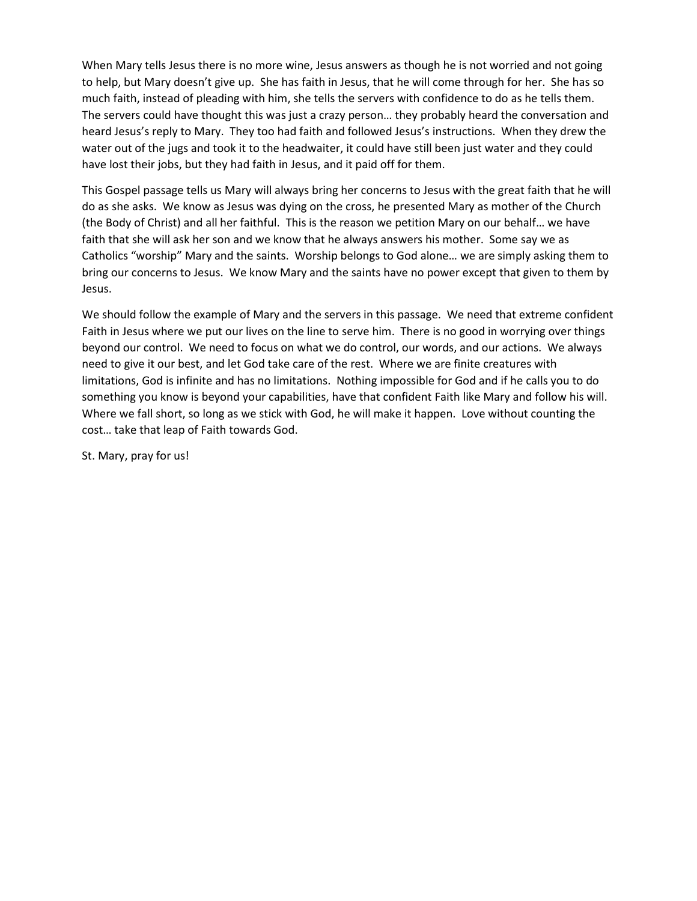When Mary tells Jesus there is no more wine, Jesus answers as though he is not worried and not going to help, but Mary doesn't give up. She has faith in Jesus, that he will come through for her. She has so much faith, instead of pleading with him, she tells the servers with confidence to do as he tells them. The servers could have thought this was just a crazy person… they probably heard the conversation and heard Jesus's reply to Mary. They too had faith and followed Jesus's instructions. When they drew the water out of the jugs and took it to the headwaiter, it could have still been just water and they could have lost their jobs, but they had faith in Jesus, and it paid off for them.

This Gospel passage tells us Mary will always bring her concerns to Jesus with the great faith that he will do as she asks. We know as Jesus was dying on the cross, he presented Mary as mother of the Church (the Body of Christ) and all her faithful. This is the reason we petition Mary on our behalf… we have faith that she will ask her son and we know that he always answers his mother. Some say we as Catholics "worship" Mary and the saints. Worship belongs to God alone… we are simply asking them to bring our concerns to Jesus. We know Mary and the saints have no power except that given to them by Jesus.

We should follow the example of Mary and the servers in this passage. We need that extreme confident Faith in Jesus where we put our lives on the line to serve him. There is no good in worrying over things beyond our control. We need to focus on what we do control, our words, and our actions. We always need to give it our best, and let God take care of the rest. Where we are finite creatures with limitations, God is infinite and has no limitations. Nothing impossible for God and if he calls you to do something you know is beyond your capabilities, have that confident Faith like Mary and follow his will. Where we fall short, so long as we stick with God, he will make it happen. Love without counting the cost… take that leap of Faith towards God.

St. Mary, pray for us!